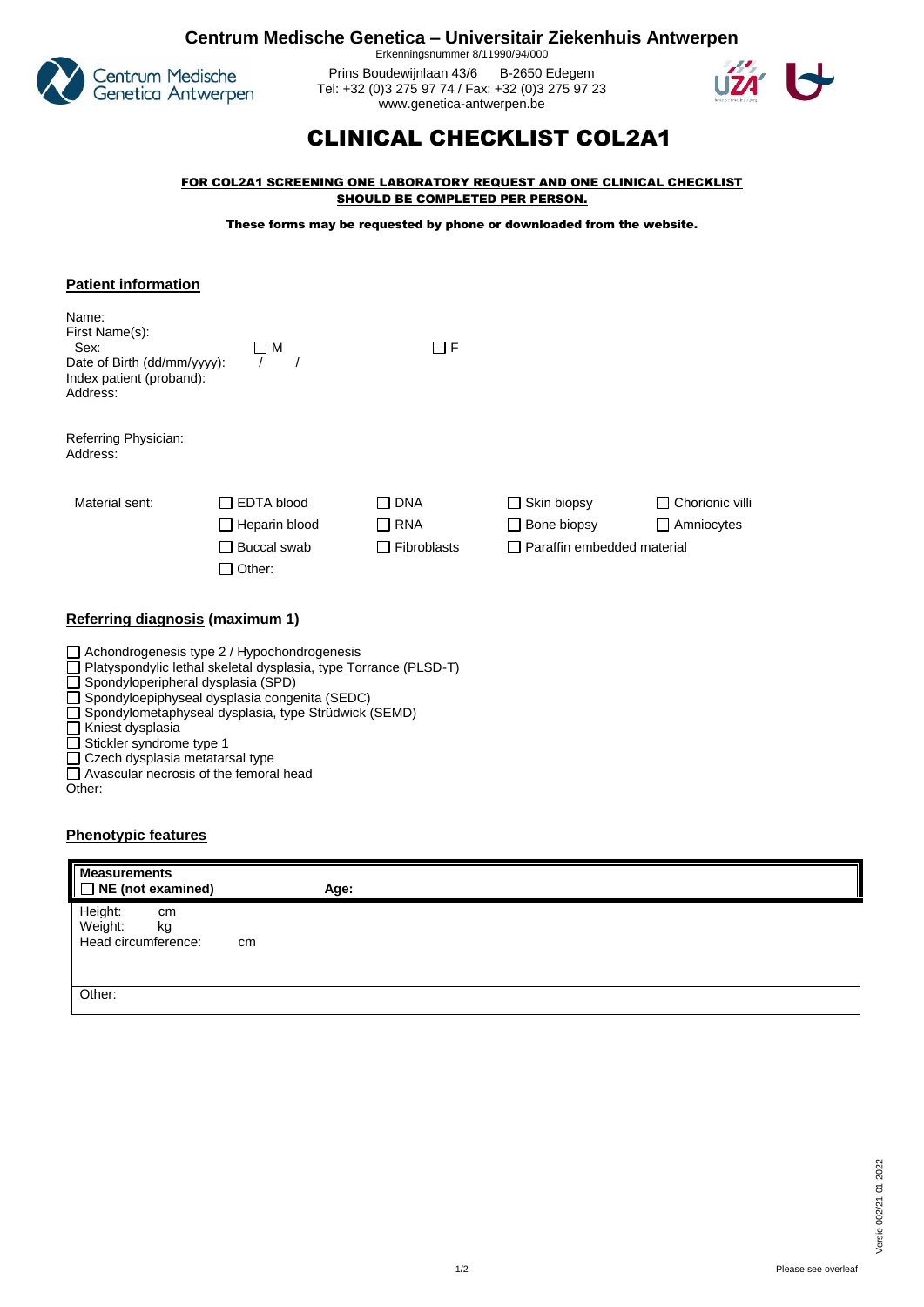# Centrum Medische Genetica – Universitair Ziekenhuis Antwerpen

Erkenningsnummer 8/11990/94/000

Prins Boudewijnlaan 43/6 B-2650 Edegem
Tel: +32 (0)3 275 97 74 / Fax: +32 (0)3 275 97 23
www.genetica-antwerpen.be

# CLINICAL CHECKLIST COL2A1

**FOR COL2A1 SCREENING ONE LABORATORY REQUEST AND ONE CLINICAL CHECKLIST SHOULD BE COMPLETED PER PERSON.**

**These forms may be requested by phone or downloaded from the website.**

## Patient information

Name:
First Name(s):
Sex: ☐ M ☐ F
Date of Birth (dd/mm/yyyy): / /
Index patient (proband):
Address:

Referring Physician:
Address:

Material sent:

| | | | |
|---|---|---|---|
| ☐ EDTA blood | ☐ DNA | ☐ Skin biopsy | ☐ Chorionic villi |
| ☐ Heparin blood | ☐ RNA | ☐ Bone biopsy | ☐ Amniocytes |
| ☐ Buccal swab | ☐ Fibroblasts | ☐ Paraffin embedded material | |
| ☐ Other: | | | |

## Referring diagnosis (maximum 1)

☐ Achondrogenesis type 2 / Hypochondrogenesis
☐ Platyspondylic lethal skeletal dysplasia, type Torrance (PLSD-T)
☐ Spondyloperipheral dysplasia (SPD)
☐ Spondyloepiphyseal dysplasia congenita (SEDC)
☐ Spondylometaphyseal dysplasia, type Strüdwick (SEMD)
☐ Kniest dysplasia
☐ Stickler syndrome type 1
☐ Czech dysplasia metatarsal type
☐ Avascular necrosis of the femoral head
Other:

## Phenotypic features

| **Measurements** ☐ **NE (not examined)** | **Age:** |
|---|---|
| Height: cm<br>Weight: kg<br>Head circumference: cm | |
| Other: | |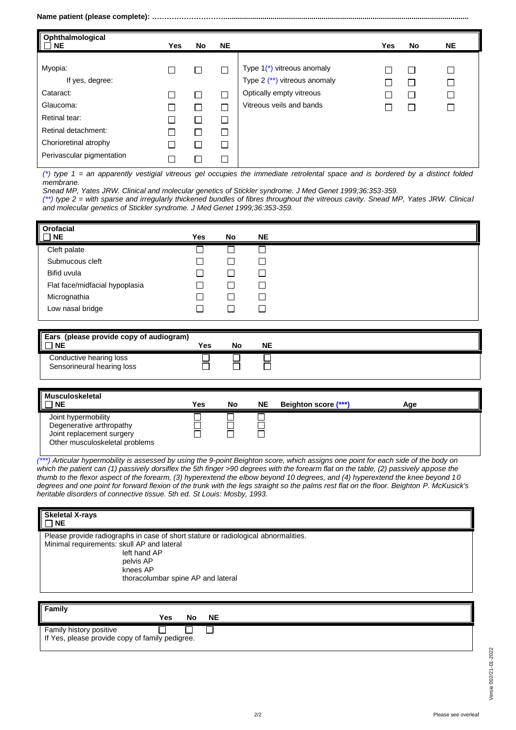**Name patient (please complete):** ……………………………………………………………………………………………………………………………………

| **Ophthalmological** ☐ **NE** | **Yes** | **No** | **NE** | | **Yes** | **No** | **NE** |
|---|---|---|---|---|---|---|---|
| Myopia: | ☐ | ☐ | ☐ | Type 1(*) vitreous anomaly | ☐ | ☐ | ☐ |
| If yes, degree: | | | | Type 2 (**) vitreous anomaly | ☐ | ☐ | ☐ |
| Cataract: | ☐ | ☐ | ☐ | Optically empty vitreous | ☐ | ☐ | ☐ |
| Glaucoma: | ☐ | ☐ | ☐ | Vitreous veils and bands | ☐ | ☐ | ☐ |
| Retinal tear: | ☐ | ☐ | ☐ | | | | |
| Retinal detachment: | ☐ | ☐ | ☐ | | | | |
| Chorioretinal atrophy | ☐ | ☐ | ☐ | | | | |
| Perivascular pigmentation | ☐ | ☐ | ☐ | | | | |

*(*) type 1 = an apparently vestigial vitreous gel occupies the immediate retrolental space and is bordered by a distinct folded membrane.*
*Snead MP, Yates JRW. Clinical and molecular genetics of Stickler syndrome. J Med Genet 1999;36:353-359.*
*(**) type 2 = with sparse and irregularly thickened bundles of fibres throughout the vitreous cavity. Snead MP, Yates JRW. Clinical and molecular genetics of Stickler syndrome. J Med Genet 1999;36:353-359.*

| **Orofacial** ☐ **NE** | **Yes** | **No** | **NE** |
|---|---|---|---|
| Cleft palate | ☐ | ☐ | ☐ |
| Submucous cleft | ☐ | ☐ | ☐ |
| Bifid uvula | ☐ | ☐ | ☐ |
| Flat face/midfacial hypoplasia | ☐ | ☐ | ☐ |
| Micrognathia | ☐ | ☐ | ☐ |
| Low nasal bridge | ☐ | ☐ | ☐ |

| **Ears (please provide copy of audiogram)** ☐ **NE** | **Yes** | **No** | **NE** |
|---|---|---|---|
| Conductive hearing loss | ☐ | ☐ | ☐ |
| Sensorineural hearing loss | ☐ | ☐ | ☐ |

| **Musculoskeletal** ☐ **NE** | **Yes** | **No** | **NE** | **Beighton score (***)** | **Age** |
|---|---|---|---|---|---|
| Joint hypermobility | ☐ | ☐ | ☐ | | |
| Degenerative arthropathy | ☐ | ☐ | ☐ | | |
| Joint replacement surgery | ☐ | ☐ | ☐ | | |
| Other musculoskeletal problems | | | | | |

*(***) Articular hypermobility is assessed by using the 9-point Beighton score, which assigns one point for each side of the body on which the patient can (1) passively dorsiflex the 5th finger >90 degrees with the forearm flat on the table, (2) passively appose the thumb to the flexor aspect of the forearm, (3) hyperextend the elbow beyond 10 degrees, and (4) hyperextend the knee beyond 10 degrees and one point for forward flexion of the trunk with the legs straight so the palms rest flat on the floor. Beighton P. McKusick's heritable disorders of connective tissue. 5th ed. St Louis: Mosby, 1993.*

**Skeletal X-rays**
☐ **NE**

Please provide radiographs in case of short stature or radiological abnormalities.
Minimal requirements: skull AP and lateral
left hand AP
pelvis AP
knees AP
thoracolumbar spine AP and lateral

| **Family** | **Yes** | **No** | **NE** |
|---|---|---|---|
| Family history positive | ☐ | ☐ | ☐ |

If Yes, please provide copy of family pedigree.

Versie 002/21-01-2022

Please see overleaf